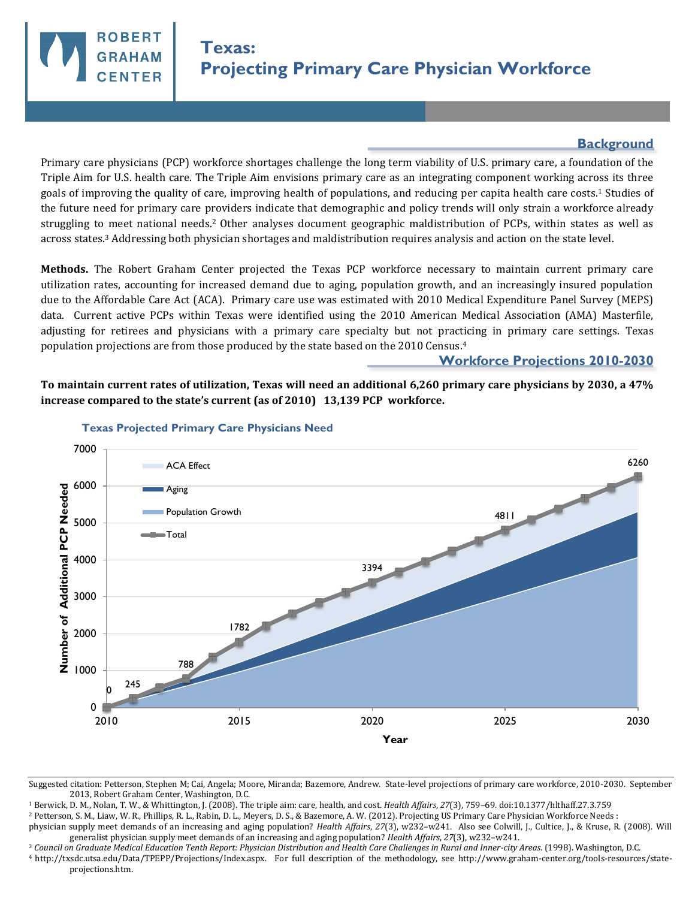# Texas: Projecting Primary Care Physician Workforce

ROBERT GRAHAM CENTER

## Background

Primary care physicians (PCP) workforce shortages challenge the long term viability of U.S. primary care, a foundation of the Triple Aim for U.S. health care. The Triple Aim envisions primary care as an integrating component working across its three goals of improving the quality of care, improving health of populations, and reducing per capita health care costs.[1] Studies of the future need for primary care providers indicate that demographic and policy trends will only strain a workforce already struggling to meet national needs.[2] Other analyses document geographic maldistribution of PCPs, within states as well as across states.[3] Addressing both physician shortages and maldistribution requires analysis and action on the state level.

**Methods.** The Robert Graham Center projected the Texas PCP workforce necessary to maintain current primary care utilization rates, accounting for increased demand due to aging, population growth, and an increasingly insured population due to the Affordable Care Act (ACA). Primary care use was estimated with 2010 Medical Expenditure Panel Survey (MEPS) data. Current active PCPs within Texas were identified using the 2010 American Medical Association (AMA) Masterfile, adjusting for retirees and physicians with a primary care specialty but not practicing in primary care settings. Texas population projections are from those produced by the state based on the 2010 Census.[4]

## Workforce Projections 2010-2030

**To maintain current rates of utilization, Texas will need an additional 6,260 primary care physicians by 2030, a 47% increase compared to the state's current (as of 2010) 13,139 PCP workforce.**

**Texas Projected Primary Care Physicians Need**

Chart: Number of Additional PCP Needed by Year (2010–2030), stacked areas for Population Growth, Aging, and ACA Effect, with Total line. Labeled totals:

| Year | Total Additional PCP Needed |
|---|---|
| 2010 | 0 |
| 2011 | 245 |
| 2013 | 788 |
| 2015 | 1782 |
| 2020 | 3394 |
| 2025 | 4811 |
| 2030 | 6260 |

---

Suggested citation: Petterson, Stephen M; Cai, Angela; Moore, Miranda; Bazemore, Andrew. State-level projections of primary care workforce, 2010-2030. September 2013, Robert Graham Center, Washington, D.C.

[1] Berwick, D. M., Nolan, T. W., & Whittington, J. (2008). The triple aim: care, health, and cost. *Health Affairs*, *27*(3), 759–69. doi:10.1377/hlthaff.27.3.759

[2] Petterson, S. M., Liaw, W. R., Phillips, R. L., Rabin, D. L., Meyers, D. S., & Bazemore, A. W. (2012). Projecting US Primary Care Physician Workforce Needs : physician supply meet demands of an increasing and aging population? *Health Affairs*, *27*(3), w232–w241. Also see Colwill, J., Cultice, J., & Kruse, R. (2008). Will generalist physician supply meet demands of an increasing and aging population? *Health Affairs*, *27*(3), w232–w241.

[3] *Council on Graduate Medical Education Tenth Report: Physician Distribution and Health Care Challenges in Rural and Inner-city Areas.* (1998). Washington, D.C.

[4] http://txsdc.utsa.edu/Data/TPEPP/Projections/Index.aspx. For full description of the methodology, see http://www.graham-center.org/tools-resources/state-projections.htm.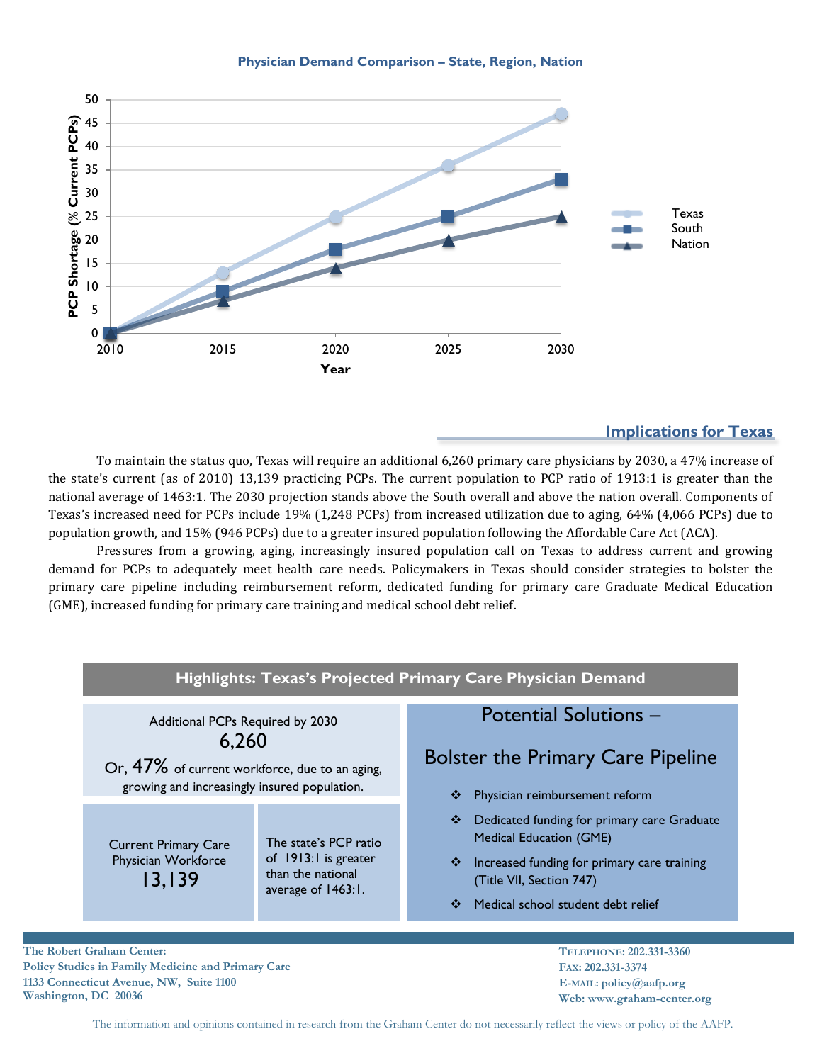## Physician Demand Comparison – State, Region, Nation

PCP Shortage (% Current PCPs)

50
45
40
35
30
25
20
15
10
5
0

2010 2015 2020 2025 2030

Year

Texas
South
Nation

## Implications for Texas

To maintain the status quo, Texas will require an additional 6,260 primary care physicians by 2030, a 47% increase of the state's current (as of 2010) 13,139 practicing PCPs. The current population to PCP ratio of 1913:1 is greater than the national average of 1463:1. The 2030 projection stands above the South overall and above the nation overall. Components of Texas's increased need for PCPs include 19% (1,248 PCPs) from increased utilization due to aging, 64% (4,066 PCPs) due to population growth, and 15% (946 PCPs) due to a greater insured population following the Affordable Care Act (ACA).

Pressures from a growing, aging, increasingly insured population call on Texas to address current and growing demand for PCPs to adequately meet health care needs. Policymakers in Texas should consider strategies to bolster the primary care pipeline including reimbursement reform, dedicated funding for primary care Graduate Medical Education (GME), increased funding for primary care training and medical school debt relief.

## Highlights: Texas's Projected Primary Care Physician Demand

Additional PCPs Required by 2030

**6,260**

Or, **47%** of current workforce, due to an aging, growing and increasingly insured population.

Current Primary Care Physician Workforce

**13,139**

The state's PCP ratio of 1913:1 is greater than the national average of 1463:1.

### Potential Solutions –

### Bolster the Primary Care Pipeline

- Physician reimbursement reform
- Dedicated funding for primary care Graduate Medical Education (GME)
- Increased funding for primary care training (Title VII, Section 747)
- Medical school student debt relief

**The Robert Graham Center:**
**Policy Studies in Family Medicine and Primary Care**
**1133 Connecticut Avenue, NW, Suite 1100**
**Washington, DC 20036**

**Telephone: 202.331-3360**
**Fax: 202.331-3374**
**E-mail: policy@aafp.org**
**Web: www.graham-center.org**

The information and opinions contained in research from the Graham Center do not necessarily reflect the views or policy of the AAFP.